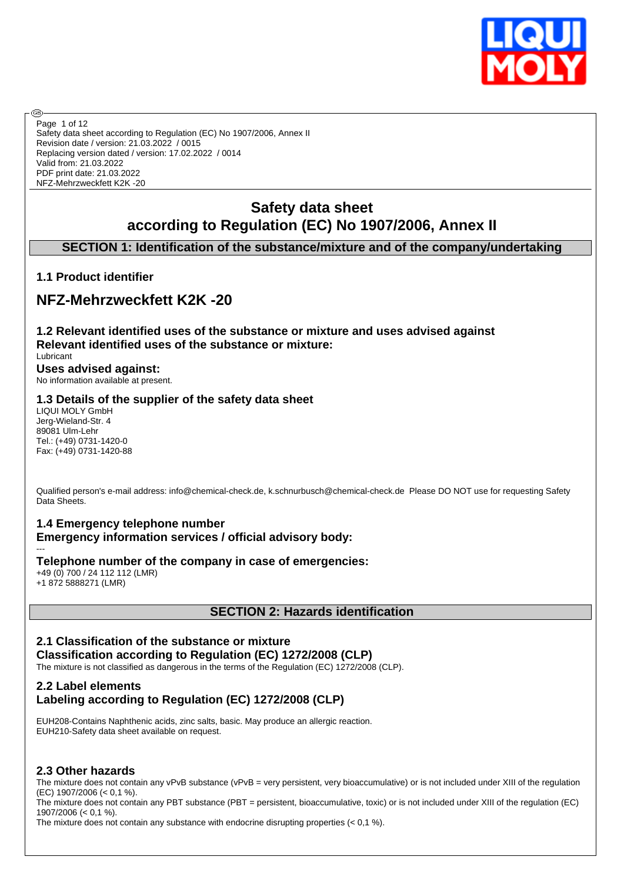Safety data sheet according to Regulation (EC) No 1907/2006, Annex II
Revision date / version: 21.03.2022 / 0015
Replacing version dated / version: 17.02.2022 / 0014
Valid from: 21.03.2022
PDF print date: 21.03.2022
NFZ-Mehrzweckfett K2K -20

# Safety data sheet
# according to Regulation (EC) No 1907/2006, Annex II

## SECTION 1: Identification of the substance/mixture and of the company/undertaking

### 1.1 Product identifier

## NFZ-Mehrzweckfett K2K -20

### 1.2 Relevant identified uses of the substance or mixture and uses advised against

**Relevant identified uses of the substance or mixture:**

Lubricant

**Uses advised against:**

No information available at present.

### 1.3 Details of the supplier of the safety data sheet

LIQUI MOLY GmbH
Jerg-Wieland-Str. 4
89081 Ulm-Lehr
Tel.: (+49) 0731-1420-0
Fax: (+49) 0731-1420-88

Qualified person's e-mail address: info@chemical-check.de, k.schnurbusch@chemical-check.de Please DO NOT use for requesting Safety Data Sheets.

### 1.4 Emergency telephone number

**Emergency information services / official advisory body:**

---

**Telephone number of the company in case of emergencies:**

+49 (0) 700 / 24 112 112 (LMR)
+1 872 5888271 (LMR)

## SECTION 2: Hazards identification

### 2.1 Classification of the substance or mixture

**Classification according to Regulation (EC) 1272/2008 (CLP)**

The mixture is not classified as dangerous in the terms of the Regulation (EC) 1272/2008 (CLP).

### 2.2 Label elements

**Labeling according to Regulation (EC) 1272/2008 (CLP)**

EUH208-Contains Naphthenic acids, zinc salts, basic. May produce an allergic reaction.
EUH210-Safety data sheet available on request.

### 2.3 Other hazards

The mixture does not contain any vPvB substance (vPvB = very persistent, very bioaccumulative) or is not included under XIII of the regulation (EC) 1907/2006 (< 0,1 %).
The mixture does not contain any PBT substance (PBT = persistent, bioaccumulative, toxic) or is not included under XIII of the regulation (EC) 1907/2006 (< 0,1 %).
The mixture does not contain any substance with endocrine disrupting properties (< 0,1 %).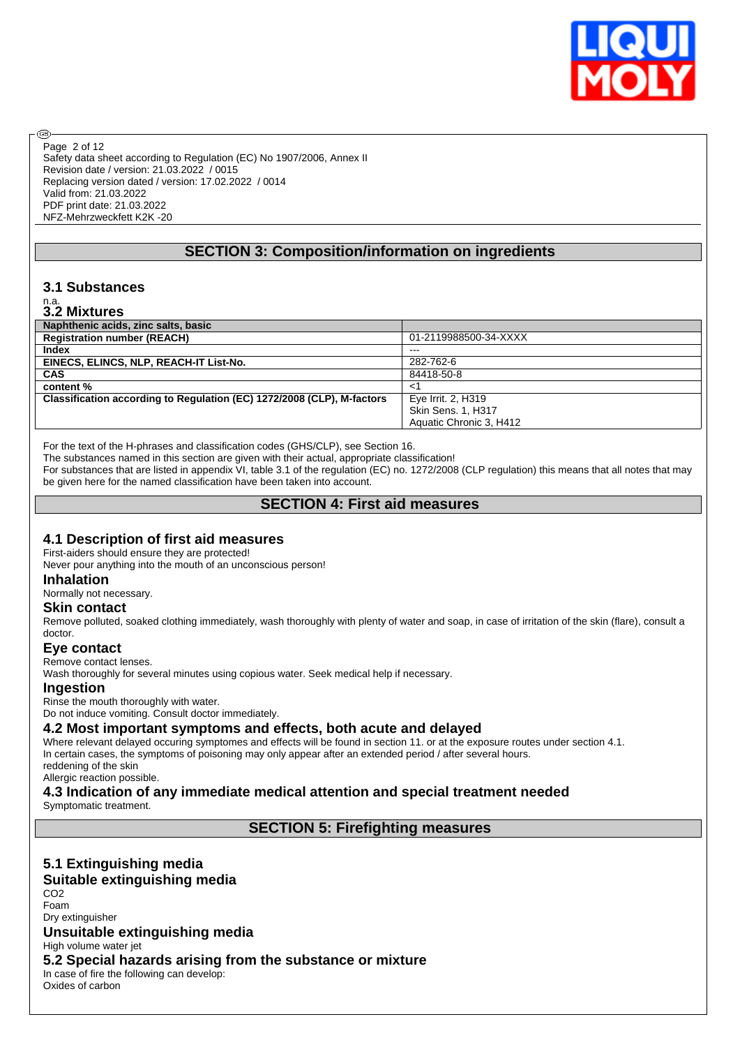Safety data sheet according to Regulation (EC) No 1907/2006, Annex II
Revision date / version: 21.03.2022 / 0015
Replacing version dated / version: 17.02.2022 / 0014
Valid from: 21.03.2022
PDF print date: 21.03.2022
NFZ-Mehrzweckfett K2K -20

## SECTION 3: Composition/information on ingredients

### 3.1 Substances

n.a.

### 3.2 Mixtures

| Naphthenic acids, zinc salts, basic | |
|---|---|
| **Registration number (REACH)** | 01-2119988500-34-XXXX |
| **Index** | --- |
| **EINECS, ELINCS, NLP, REACH-IT List-No.** | 282-762-6 |
| **CAS** | 84418-50-8 |
| **content %** | <1 |
| **Classification according to Regulation (EC) 1272/2008 (CLP), M-factors** | Eye Irrit. 2, H319<br>Skin Sens. 1, H317<br>Aquatic Chronic 3, H412 |

For the text of the H-phrases and classification codes (GHS/CLP), see Section 16.
The substances named in this section are given with their actual, appropriate classification!
For substances that are listed in appendix VI, table 3.1 of the regulation (EC) no. 1272/2008 (CLP regulation) this means that all notes that may be given here for the named classification have been taken into account.

## SECTION 4: First aid measures

### 4.1 Description of first aid measures

First-aiders should ensure they are protected!
Never pour anything into the mouth of an unconscious person!

#### Inhalation

Normally not necessary.

#### Skin contact

Remove polluted, soaked clothing immediately, wash thoroughly with plenty of water and soap, in case of irritation of the skin (flare), consult a doctor.

#### Eye contact

Remove contact lenses.
Wash thoroughly for several minutes using copious water. Seek medical help if necessary.

#### Ingestion

Rinse the mouth thoroughly with water.
Do not induce vomiting. Consult doctor immediately.

### 4.2 Most important symptoms and effects, both acute and delayed

Where relevant delayed occuring symptomes and effects will be found in section 11. or at the exposure routes under section 4.1.
In certain cases, the symptoms of poisoning may only appear after an extended period / after several hours.
reddening of the skin
Allergic reaction possible.

### 4.3 Indication of any immediate medical attention and special treatment needed

Symptomatic treatment.

## SECTION 5: Firefighting measures

### 5.1 Extinguishing media

#### Suitable extinguishing media

$CO_2$
Foam
Dry extinguisher

#### Unsuitable extinguishing media

High volume water jet

### 5.2 Special hazards arising from the substance or mixture

In case of fire the following can develop:
Oxides of carbon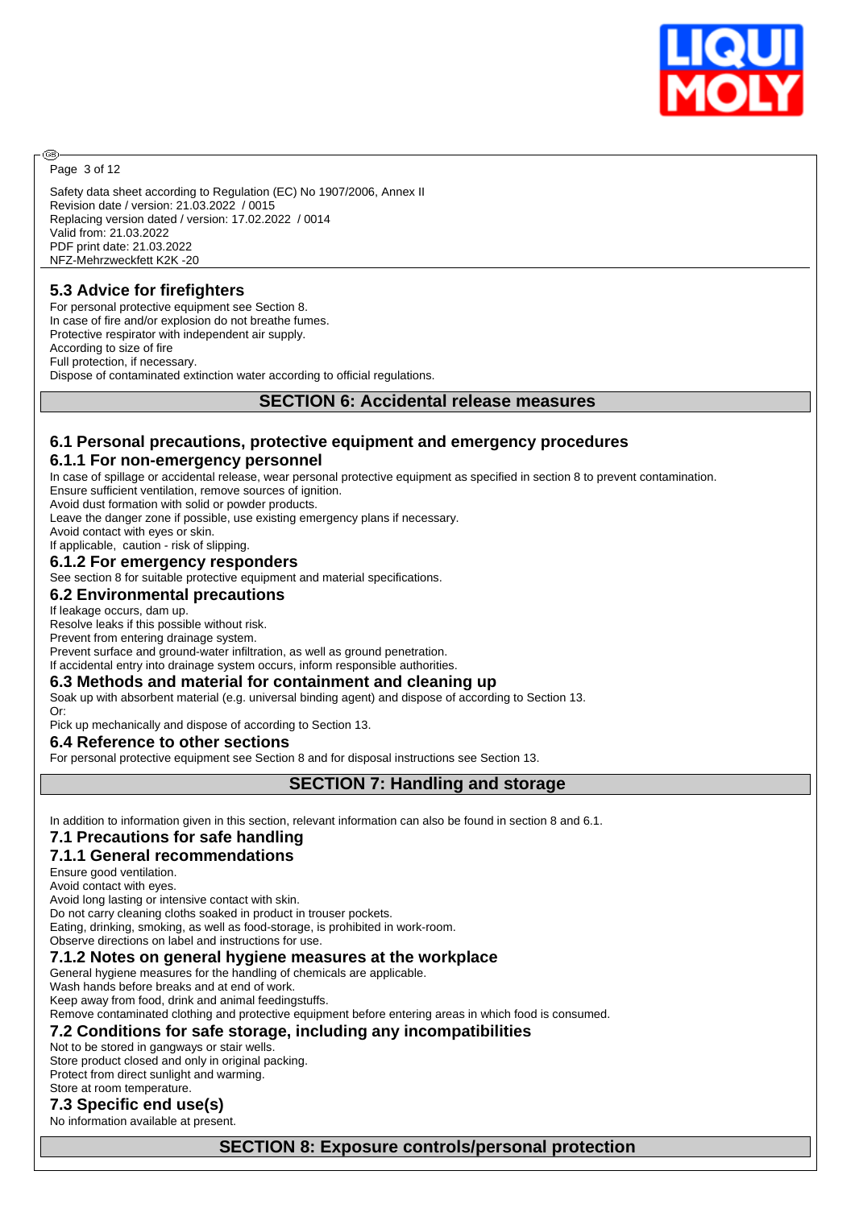### 5.3 Advice for firefighters

For personal protective equipment see Section 8.
In case of fire and/or explosion do not breathe fumes.
Protective respirator with independent air supply.
According to size of fire
Full protection, if necessary.
Dispose of contaminated extinction water according to official regulations.

## SECTION 6: Accidental release measures

### 6.1 Personal precautions, protective equipment and emergency procedures

#### 6.1.1 For non-emergency personnel

In case of spillage or accidental release, wear personal protective equipment as specified in section 8 to prevent contamination.
Ensure sufficient ventilation, remove sources of ignition.
Avoid dust formation with solid or powder products.
Leave the danger zone if possible, use existing emergency plans if necessary.
Avoid contact with eyes or skin.
If applicable, caution - risk of slipping.

#### 6.1.2 For emergency responders

See section 8 for suitable protective equipment and material specifications.

### 6.2 Environmental precautions

If leakage occurs, dam up.
Resolve leaks if this possible without risk.
Prevent from entering drainage system.
Prevent surface and ground-water infiltration, as well as ground penetration.
If accidental entry into drainage system occurs, inform responsible authorities.

### 6.3 Methods and material for containment and cleaning up

Soak up with absorbent material (e.g. universal binding agent) and dispose of according to Section 13.
Or:
Pick up mechanically and dispose of according to Section 13.

### 6.4 Reference to other sections

For personal protective equipment see Section 8 and for disposal instructions see Section 13.

## SECTION 7: Handling and storage

In addition to information given in this section, relevant information can also be found in section 8 and 6.1.

### 7.1 Precautions for safe handling

#### 7.1.1 General recommendations

Ensure good ventilation.
Avoid contact with eyes.
Avoid long lasting or intensive contact with skin.
Do not carry cleaning cloths soaked in product in trouser pockets.
Eating, drinking, smoking, as well as food-storage, is prohibited in work-room.
Observe directions on label and instructions for use.

#### 7.1.2 Notes on general hygiene measures at the workplace

General hygiene measures for the handling of chemicals are applicable.
Wash hands before breaks and at end of work.
Keep away from food, drink and animal feedingstuffs.
Remove contaminated clothing and protective equipment before entering areas in which food is consumed.

### 7.2 Conditions for safe storage, including any incompatibilities

Not to be stored in gangways or stair wells.
Store product closed and only in original packing.
Protect from direct sunlight and warming.
Store at room temperature.

### 7.3 Specific end use(s)

No information available at present.

## SECTION 8: Exposure controls/personal protection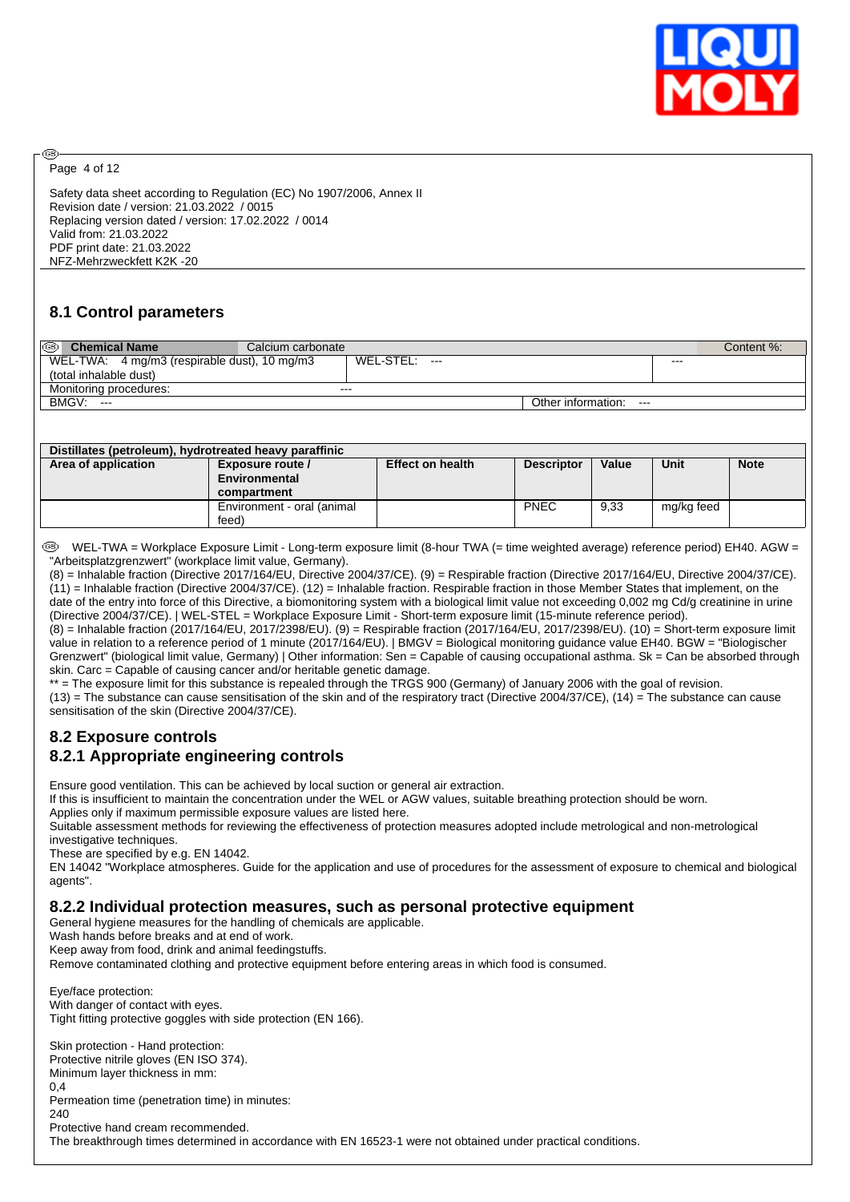Safety data sheet according to Regulation (EC) No 1907/2006, Annex II
Revision date / version: 21.03.2022 / 0015
Replacing version dated / version: 17.02.2022 / 0014
Valid from: 21.03.2022
PDF print date: 21.03.2022
NFZ-Mehrzweckfett K2K -20

## 8.1 Control parameters

| **Chemical Name** | Calcium carbonate | | Content %: |
|---|---|---|---|
| WEL-TWA: 4 mg/m3 (respirable dust), 10 mg/m3 (total inhalable dust) | WEL-STEL: --- | | --- |
| Monitoring procedures: | --- | | |
| BMGV: --- | | Other information: --- | |

| Distillates (petroleum), hydrotreated heavy paraffinic | | | | | | |
|---|---|---|---|---|---|---|
| **Area of application** | **Exposure route / Environmental compartment** | **Effect on health** | **Descriptor** | **Value** | **Unit** | **Note** |
| | Environment - oral (animal feed) | | PNEC | 9,33 | mg/kg feed | |

WEL-TWA = Workplace Exposure Limit - Long-term exposure limit (8-hour TWA (= time weighted average) reference period) EH40. AGW = "Arbeitsplatzgrenzwert" (workplace limit value, Germany).
(8) = Inhalable fraction (Directive 2017/164/EU, Directive 2004/37/CE). (9) = Respirable fraction (Directive 2017/164/EU, Directive 2004/37/CE). (11) = Inhalable fraction (Directive 2004/37/CE). (12) = Inhalable fraction. Respirable fraction in those Member States that implement, on the date of the entry into force of this Directive, a biomonitoring system with a biological limit value not exceeding 0,002 mg Cd/g creatinine in urine (Directive 2004/37/CE). | WEL-STEL = Workplace Exposure Limit - Short-term exposure limit (15-minute reference period).
(8) = Inhalable fraction (2017/164/EU, 2017/2398/EU). (9) = Respirable fraction (2017/164/EU, 2017/2398/EU). (10) = Short-term exposure limit value in relation to a reference period of 1 minute (2017/164/EU). | BMGV = Biological monitoring guidance value EH40. BGW = "Biologischer Grenzwert" (biological limit value, Germany) | Other information: Sen = Capable of causing occupational asthma. Sk = Can be absorbed through skin. Carc = Capable of causing cancer and/or heritable genetic damage.
** = The exposure limit for this substance is repealed through the TRGS 900 (Germany) of January 2006 with the goal of revision.
(13) = The substance can cause sensitisation of the skin and of the respiratory tract (Directive 2004/37/CE), (14) = The substance can cause sensitisation of the skin (Directive 2004/37/CE).

## 8.2 Exposure controls

### 8.2.1 Appropriate engineering controls

Ensure good ventilation. This can be achieved by local suction or general air extraction.
If this is insufficient to maintain the concentration under the WEL or AGW values, suitable breathing protection should be worn.
Applies only if maximum permissible exposure values are listed here.
Suitable assessment methods for reviewing the effectiveness of protection measures adopted include metrological and non-metrological investigative techniques.
These are specified by e.g. EN 14042.
EN 14042 "Workplace atmospheres. Guide for the application and use of procedures for the assessment of exposure to chemical and biological agents".

### 8.2.2 Individual protection measures, such as personal protective equipment

General hygiene measures for the handling of chemicals are applicable.
Wash hands before breaks and at end of work.
Keep away from food, drink and animal feedingstuffs.
Remove contaminated clothing and protective equipment before entering areas in which food is consumed.

Eye/face protection:
With danger of contact with eyes.
Tight fitting protective goggles with side protection (EN 166).

Skin protection - Hand protection:
Protective nitrile gloves (EN ISO 374).
Minimum layer thickness in mm:
0,4
Permeation time (penetration time) in minutes:
240
Protective hand cream recommended.
The breakthrough times determined in accordance with EN 16523-1 were not obtained under practical conditions.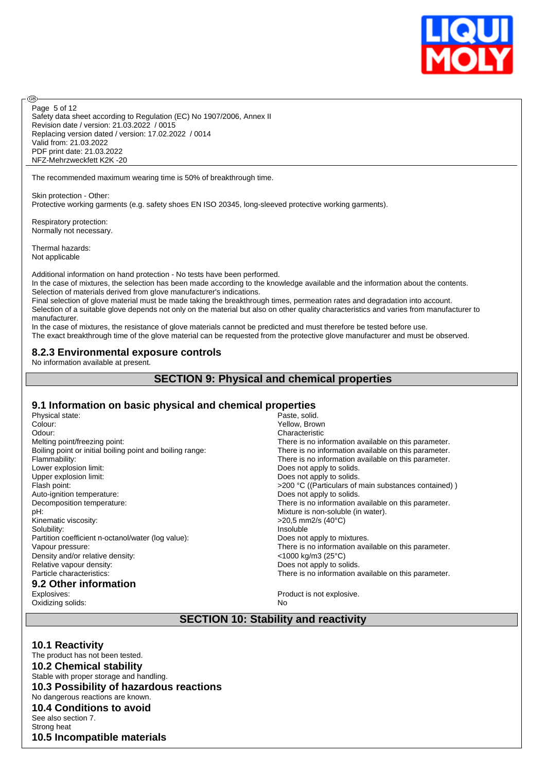The recommended maximum wearing time is 50% of breakthrough time.

Skin protection - Other:
Protective working garments (e.g. safety shoes EN ISO 20345, long-sleeved protective working garments).

Respiratory protection:
Normally not necessary.

Thermal hazards:
Not applicable

Additional information on hand protection - No tests have been performed.
In the case of mixtures, the selection has been made according to the knowledge available and the information about the contents.
Selection of materials derived from glove manufacturer's indications.
Final selection of glove material must be made taking the breakthrough times, permeation rates and degradation into account.
Selection of a suitable glove depends not only on the material but also on other quality characteristics and varies from manufacturer to manufacturer.
In the case of mixtures, the resistance of glove materials cannot be predicted and must therefore be tested before use.
The exact breakthrough time of the glove material can be requested from the protective glove manufacturer and must be observed.

### 8.2.3 Environmental exposure controls

No information available at present.

## SECTION 9: Physical and chemical properties

### 9.1 Information on basic physical and chemical properties

| | |
|---|---|
| Physical state: | Paste, solid. |
| Colour: | Yellow, Brown |
| Odour: | Characteristic |
| Melting point/freezing point: | There is no information available on this parameter. |
| Boiling point or initial boiling point and boiling range: | There is no information available on this parameter. |
| Flammability: | There is no information available on this parameter. |
| Lower explosion limit: | Does not apply to solids. |
| Upper explosion limit: | Does not apply to solids. |
| Flash point: | >200 °C ((Particulars of main substances contained) ) |
| Auto-ignition temperature: | Does not apply to solids. |
| Decomposition temperature: | There is no information available on this parameter. |
| pH: | Mixture is non-soluble (in water). |
| Kinematic viscosity: | >20,5 mm2/s (40°C) |
| Solubility: | Insoluble |
| Partition coefficient n-octanol/water (log value): | Does not apply to mixtures. |
| Vapour pressure: | There is no information available on this parameter. |
| Density and/or relative density: | <1000 kg/m3 (25°C) |
| Relative vapour density: | Does not apply to solids. |
| Particle characteristics: | There is no information available on this parameter. |

### 9.2 Other information

| | |
|---|---|
| Explosives: | Product is not explosive. |
| Oxidizing solids: | No |

## SECTION 10: Stability and reactivity

### 10.1 Reactivity

The product has not been tested.

### 10.2 Chemical stability

Stable with proper storage and handling.

### 10.3 Possibility of hazardous reactions

No dangerous reactions are known.

### 10.4 Conditions to avoid

See also section 7.
Strong heat

### 10.5 Incompatible materials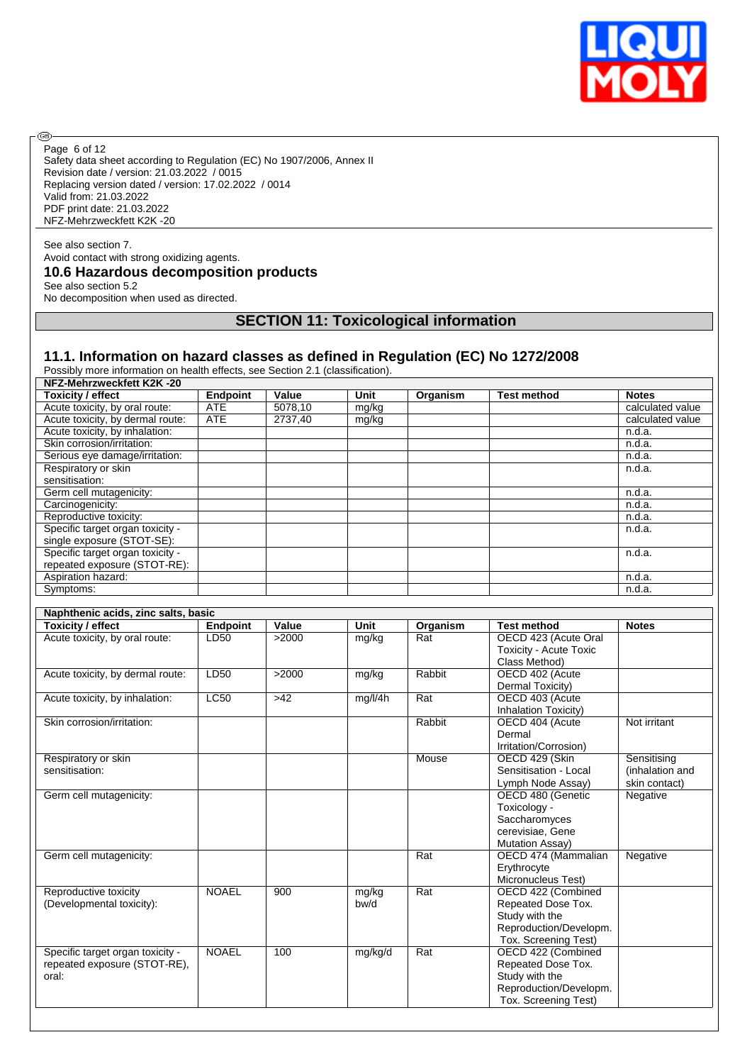See also section 7.
Avoid contact with strong oxidizing agents.

### 10.6 Hazardous decomposition products

See also section 5.2
No decomposition when used as directed.

## SECTION 11: Toxicological information

### 11.1. Information on hazard classes as defined in Regulation (EC) No 1272/2008

Possibly more information on health effects, see Section 2.1 (classification).

| NFZ-Mehrzweckfett K2K -20 | | | | | | |
|---|---|---|---|---|---|---|
| **Toxicity / effect** | **Endpoint** | **Value** | **Unit** | **Organism** | **Test method** | **Notes** |
| Acute toxicity, by oral route: | ATE | 5078,10 | mg/kg | | | calculated value |
| Acute toxicity, by dermal route: | ATE | 2737,40 | mg/kg | | | calculated value |
| Acute toxicity, by inhalation: | | | | | | n.d.a. |
| Skin corrosion/irritation: | | | | | | n.d.a. |
| Serious eye damage/irritation: | | | | | | n.d.a. |
| Respiratory or skin sensitisation: | | | | | | n.d.a. |
| Germ cell mutagenicity: | | | | | | n.d.a. |
| Carcinogenicity: | | | | | | n.d.a. |
| Reproductive toxicity: | | | | | | n.d.a. |
| Specific target organ toxicity - single exposure (STOT-SE): | | | | | | n.d.a. |
| Specific target organ toxicity - repeated exposure (STOT-RE): | | | | | | n.d.a. |
| Aspiration hazard: | | | | | | n.d.a. |
| Symptoms: | | | | | | n.d.a. |

| Naphthenic acids, zinc salts, basic | | | | | | |
|---|---|---|---|---|---|---|
| **Toxicity / effect** | **Endpoint** | **Value** | **Unit** | **Organism** | **Test method** | **Notes** |
| Acute toxicity, by oral route: | LD50 | >2000 | mg/kg | Rat | OECD 423 (Acute Oral Toxicity - Acute Toxic Class Method) | |
| Acute toxicity, by dermal route: | LD50 | >2000 | mg/kg | Rabbit | OECD 402 (Acute Dermal Toxicity) | |
| Acute toxicity, by inhalation: | LC50 | >42 | mg/l/4h | Rat | OECD 403 (Acute Inhalation Toxicity) | |
| Skin corrosion/irritation: | | | | Rabbit | OECD 404 (Acute Dermal Irritation/Corrosion) | Not irritant |
| Respiratory or skin sensitisation: | | | | Mouse | OECD 429 (Skin Sensitisation - Local Lymph Node Assay) | Sensitising (inhalation and skin contact) |
| Germ cell mutagenicity: | | | | | OECD 480 (Genetic Toxicology - Saccharomyces cerevisiae, Gene Mutation Assay) | Negative |
| Germ cell mutagenicity: | | | | Rat | OECD 474 (Mammalian Erythrocyte Micronucleus Test) | Negative |
| Reproductive toxicity (Developmental toxicity): | NOAEL | 900 | mg/kg bw/d | Rat | OECD 422 (Combined Repeated Dose Tox. Study with the Reproduction/Developm. Tox. Screening Test) | |
| Specific target organ toxicity - repeated exposure (STOT-RE), oral: | NOAEL | 100 | mg/kg/d | Rat | OECD 422 (Combined Repeated Dose Tox. Study with the Reproduction/Developm. Tox. Screening Test) | |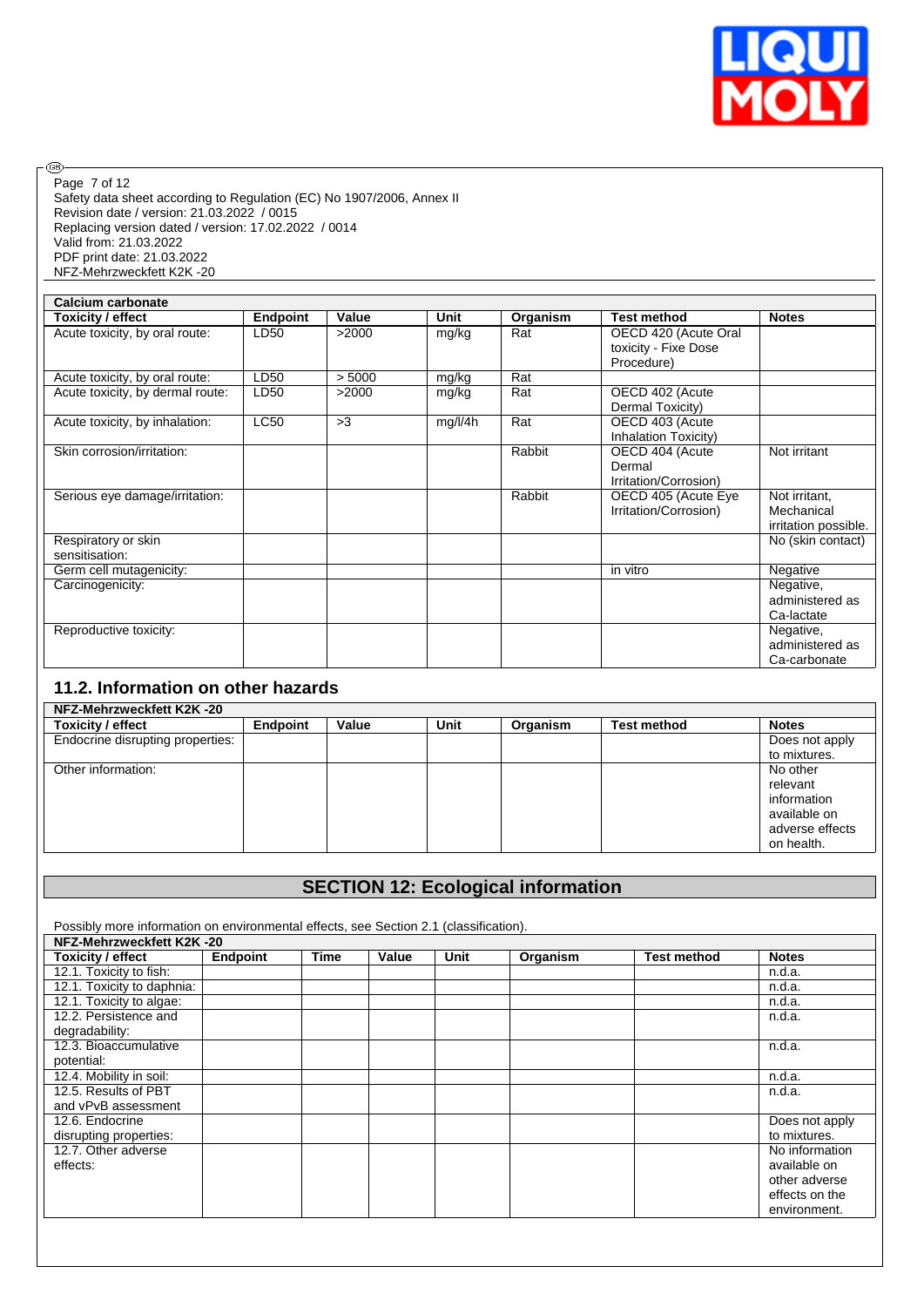Page 7 of 12
Safety data sheet according to Regulation (EC) No 1907/2006, Annex II
Revision date / version: 21.03.2022 / 0015
Replacing version dated / version: 17.02.2022 / 0014
Valid from: 21.03.2022
PDF print date: 21.03.2022
NFZ-Mehrzweckfett K2K -20

| Calcium carbonate | | | | | | |
|---|---|---|---|---|---|---|
| **Toxicity / effect** | **Endpoint** | **Value** | **Unit** | **Organism** | **Test method** | **Notes** |
| Acute toxicity, by oral route: | LD50 | >2000 | mg/kg | Rat | OECD 420 (Acute Oral toxicity - Fixe Dose Procedure) | |
| Acute toxicity, by oral route: | LD50 | > 5000 | mg/kg | Rat | | |
| Acute toxicity, by dermal route: | LD50 | >2000 | mg/kg | Rat | OECD 402 (Acute Dermal Toxicity) | |
| Acute toxicity, by inhalation: | LC50 | >3 | mg/l/4h | Rat | OECD 403 (Acute Inhalation Toxicity) | |
| Skin corrosion/irritation: | | | | Rabbit | OECD 404 (Acute Dermal Irritation/Corrosion) | Not irritant |
| Serious eye damage/irritation: | | | | Rabbit | OECD 405 (Acute Eye Irritation/Corrosion) | Not irritant, Mechanical irritation possible. |
| Respiratory or skin sensitisation: | | | | | | No (skin contact) |
| Germ cell mutagenicity: | | | | | in vitro | Negative |
| Carcinogenicity: | | | | | | Negative, administered as Ca-lactate |
| Reproductive toxicity: | | | | | | Negative, administered as Ca-carbonate |

## 11.2. Information on other hazards

| NFZ-Mehrzweckfett K2K -20 | | | | | | |
|---|---|---|---|---|---|---|
| **Toxicity / effect** | **Endpoint** | **Value** | **Unit** | **Organism** | **Test method** | **Notes** |
| Endocrine disrupting properties: | | | | | | Does not apply to mixtures. |
| Other information: | | | | | | No other relevant information available on adverse effects on health. |

# SECTION 12: Ecological information

Possibly more information on environmental effects, see Section 2.1 (classification).

| NFZ-Mehrzweckfett K2K -20 | | | | | | | |
|---|---|---|---|---|---|---|---|
| **Toxicity / effect** | **Endpoint** | **Time** | **Value** | **Unit** | **Organism** | **Test method** | **Notes** |
| 12.1. Toxicity to fish: | | | | | | | n.d.a. |
| 12.1. Toxicity to daphnia: | | | | | | | n.d.a. |
| 12.1. Toxicity to algae: | | | | | | | n.d.a. |
| 12.2. Persistence and degradability: | | | | | | | n.d.a. |
| 12.3. Bioaccumulative potential: | | | | | | | n.d.a. |
| 12.4. Mobility in soil: | | | | | | | n.d.a. |
| 12.5. Results of PBT and vPvB assessment | | | | | | | n.d.a. |
| 12.6. Endocrine disrupting properties: | | | | | | | Does not apply to mixtures. |
| 12.7. Other adverse effects: | | | | | | | No information available on other adverse effects on the environment. |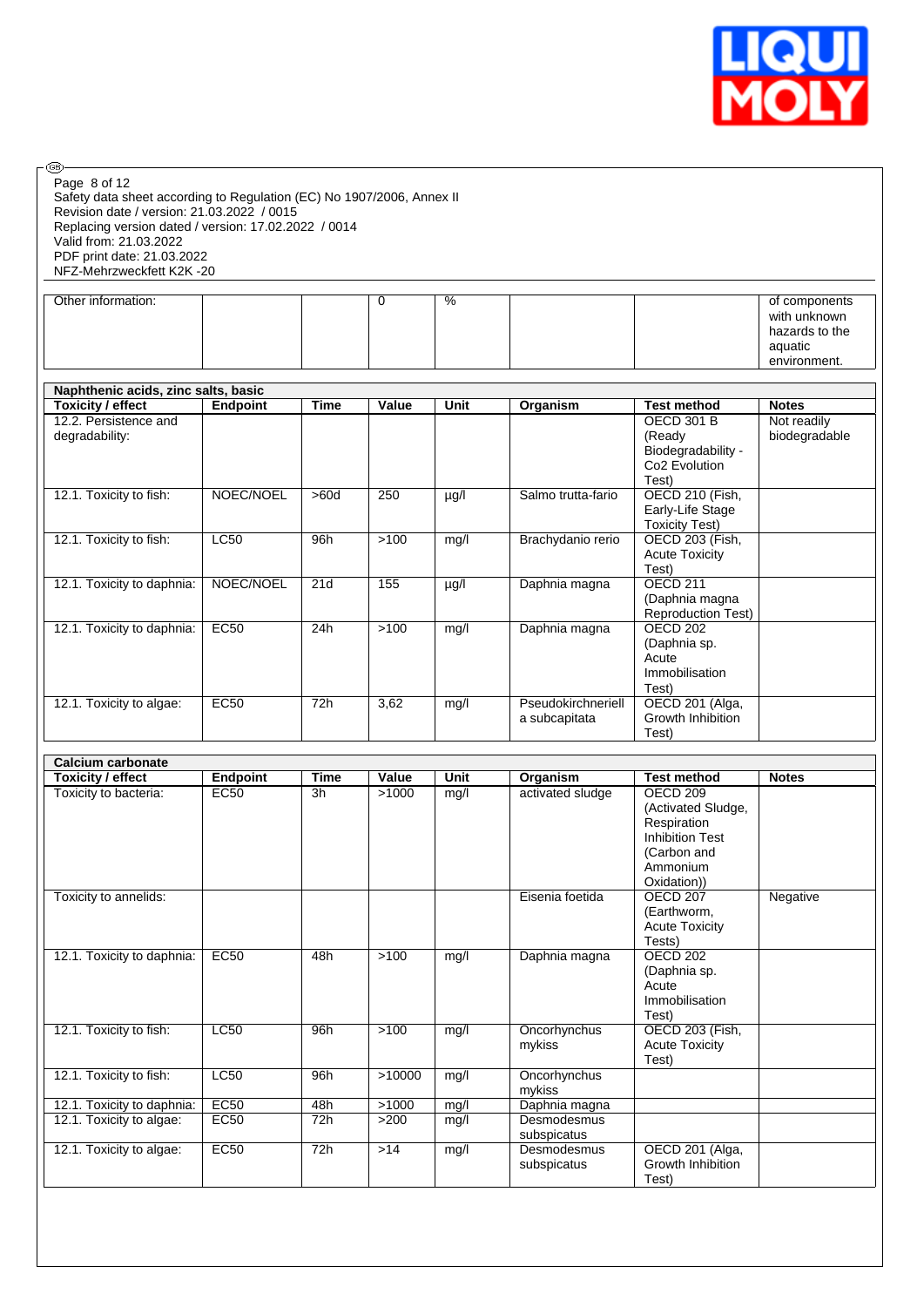| Other information: | | | 0 | % | | | of components with unknown hazards to the aquatic environment. |
|---|---|---|---|---|---|---|---|

| Naphthenic acids, zinc salts, basic | | | | | | | |
|---|---|---|---|---|---|---|---|
| **Toxicity / effect** | **Endpoint** | **Time** | **Value** | **Unit** | **Organism** | **Test method** | **Notes** |
| 12.2. Persistence and degradability: | | | | | | OECD 301 B (Ready Biodegradability - Co2 Evolution Test) | Not readily biodegradable |
| 12.1. Toxicity to fish: | NOEC/NOEL | >60d | 250 | µg/l | Salmo trutta-fario | OECD 210 (Fish, Early-Life Stage Toxicity Test) | |
| 12.1. Toxicity to fish: | LC50 | 96h | >100 | mg/l | Brachydanio rerio | OECD 203 (Fish, Acute Toxicity Test) | |
| 12.1. Toxicity to daphnia: | NOEC/NOEL | 21d | 155 | µg/l | Daphnia magna | OECD 211 (Daphnia magna Reproduction Test) | |
| 12.1. Toxicity to daphnia: | EC50 | 24h | >100 | mg/l | Daphnia magna | OECD 202 (Daphnia sp. Acute Immobilisation Test) | |
| 12.1. Toxicity to algae: | EC50 | 72h | 3,62 | mg/l | Pseudokirchneriella subcapitata | OECD 201 (Alga, Growth Inhibition Test) | |

| Calcium carbonate | | | | | | | |
|---|---|---|---|---|---|---|---|
| **Toxicity / effect** | **Endpoint** | **Time** | **Value** | **Unit** | **Organism** | **Test method** | **Notes** |
| Toxicity to bacteria: | EC50 | 3h | >1000 | mg/l | activated sludge | OECD 209 (Activated Sludge, Respiration Inhibition Test (Carbon and Ammonium Oxidation)) | |
| Toxicity to annelids: | | | | | Eisenia foetida | OECD 207 (Earthworm, Acute Toxicity Tests) | Negative |
| 12.1. Toxicity to daphnia: | EC50 | 48h | >100 | mg/l | Daphnia magna | OECD 202 (Daphnia sp. Acute Immobilisation Test) | |
| 12.1. Toxicity to fish: | LC50 | 96h | >100 | mg/l | Oncorhynchus mykiss | OECD 203 (Fish, Acute Toxicity Test) | |
| 12.1. Toxicity to fish: | LC50 | 96h | >10000 | mg/l | Oncorhynchus mykiss | | |
| 12.1. Toxicity to daphnia: | EC50 | 48h | >1000 | mg/l | Daphnia magna | | |
| 12.1. Toxicity to algae: | EC50 | 72h | >200 | mg/l | Desmodesmus subspicatus | | |
| 12.1. Toxicity to algae: | EC50 | 72h | >14 | mg/l | Desmodesmus subspicatus | OECD 201 (Alga, Growth Inhibition Test) | |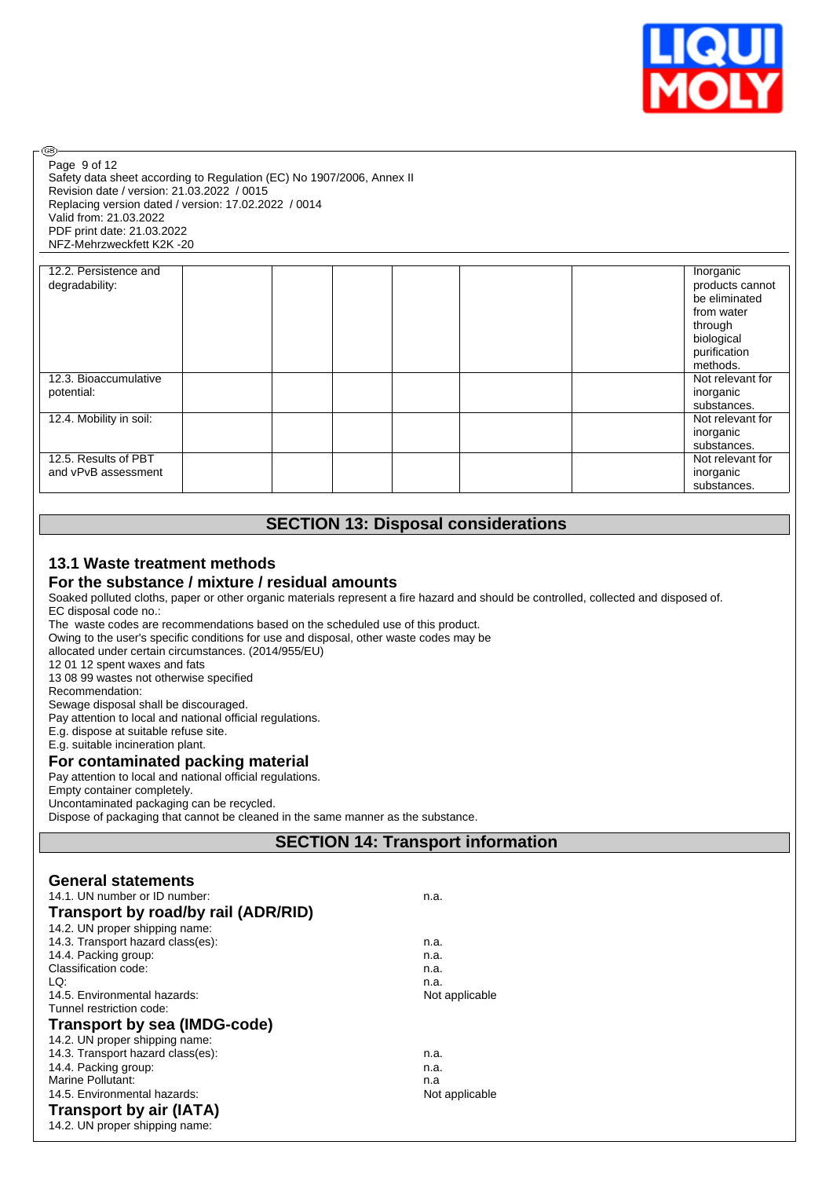| | | | | | | | |
|---|---|---|---|---|---|---|---|
| 12.2. Persistence and degradability: | | | | | | | Inorganic products cannot be eliminated from water through biological purification methods. |
| 12.3. Bioaccumulative potential: | | | | | | | Not relevant for inorganic substances. |
| 12.4. Mobility in soil: | | | | | | | Not relevant for inorganic substances. |
| 12.5. Results of PBT and vPvB assessment | | | | | | | Not relevant for inorganic substances. |

## SECTION 13: Disposal considerations

### 13.1 Waste treatment methods

### For the substance / mixture / residual amounts

Soaked polluted cloths, paper or other organic materials represent a fire hazard and should be controlled, collected and disposed of.
EC disposal code no.:
The waste codes are recommendations based on the scheduled use of this product.
Owing to the user's specific conditions for use and disposal, other waste codes may be
allocated under certain circumstances. (2014/955/EU)
12 01 12 spent waxes and fats
13 08 99 wastes not otherwise specified
Recommendation:
Sewage disposal shall be discouraged.
Pay attention to local and national official regulations.
E.g. dispose at suitable refuse site.
E.g. suitable incineration plant.

### For contaminated packing material

Pay attention to local and national official regulations.
Empty container completely.
Uncontaminated packaging can be recycled.
Dispose of packaging that cannot be cleaned in the same manner as the substance.

## SECTION 14: Transport information

### General statements

14.1. UN number or ID number: n.a.

### Transport by road/by rail (ADR/RID)

14.2. UN proper shipping name:
14.3. Transport hazard class(es): n.a.
14.4. Packing group: n.a.
Classification code: n.a.
LQ: n.a.
14.5. Environmental hazards: Not applicable
Tunnel restriction code:

### Transport by sea (IMDG-code)

14.2. UN proper shipping name:
14.3. Transport hazard class(es): n.a.
14.4. Packing group: n.a.
Marine Pollutant: n.a
14.5. Environmental hazards: Not applicable

### Transport by air (IATA)

14.2. UN proper shipping name: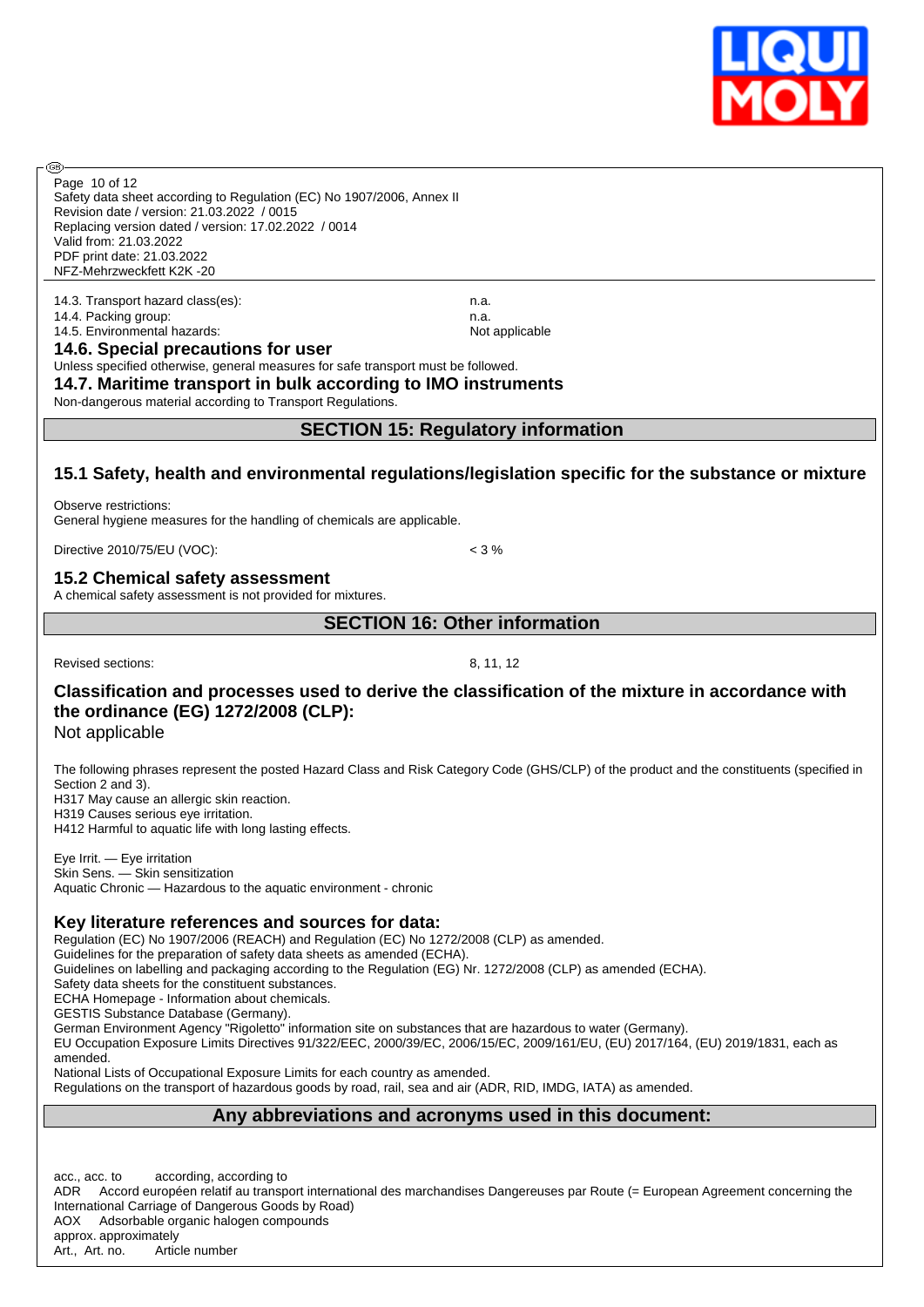14.3. Transport hazard class(es): n.a.
14.4. Packing group: n.a.
14.5. Environmental hazards: Not applicable

### 14.6. Special precautions for user

Unless specified otherwise, general measures for safe transport must be followed.

### 14.7. Maritime transport in bulk according to IMO instruments

Non-dangerous material according to Transport Regulations.

## SECTION 15: Regulatory information

### 15.1 Safety, health and environmental regulations/legislation specific for the substance or mixture

Observe restrictions:
General hygiene measures for the handling of chemicals are applicable.

Directive 2010/75/EU (VOC): < 3 %

### 15.2 Chemical safety assessment

A chemical safety assessment is not provided for mixtures.

## SECTION 16: Other information

Revised sections: 8, 11, 12

### Classification and processes used to derive the classification of the mixture in accordance with the ordinance (EG) 1272/2008 (CLP):

Not applicable

The following phrases represent the posted Hazard Class and Risk Category Code (GHS/CLP) of the product and the constituents (specified in Section 2 and 3).
H317 May cause an allergic skin reaction.
H319 Causes serious eye irritation.
H412 Harmful to aquatic life with long lasting effects.

Eye Irrit. — Eye irritation
Skin Sens. — Skin sensitization
Aquatic Chronic — Hazardous to the aquatic environment - chronic

### Key literature references and sources for data:

Regulation (EC) No 1907/2006 (REACH) and Regulation (EC) No 1272/2008 (CLP) as amended.
Guidelines for the preparation of safety data sheets as amended (ECHA).
Guidelines on labelling and packaging according to the Regulation (EG) Nr. 1272/2008 (CLP) as amended (ECHA).
Safety data sheets for the constituent substances.
ECHA Homepage - Information about chemicals.
GESTIS Substance Database (Germany).
German Environment Agency "Rigoletto" information site on substances that are hazardous to water (Germany).
EU Occupation Exposure Limits Directives 91/322/EEC, 2000/39/EC, 2006/15/EC, 2009/161/EU, (EU) 2017/164, (EU) 2019/1831, each as amended.
National Lists of Occupational Exposure Limits for each country as amended.
Regulations on the transport of hazardous goods by road, rail, sea and air (ADR, RID, IMDG, IATA) as amended.

## Any abbreviations and acronyms used in this document:

acc., acc. to according, according to
ADR Accord européen relatif au transport international des marchandises Dangereuses par Route (= European Agreement concerning the International Carriage of Dangerous Goods by Road)
AOX Adsorbable organic halogen compounds
approx. approximately
Art., Art. no. Article number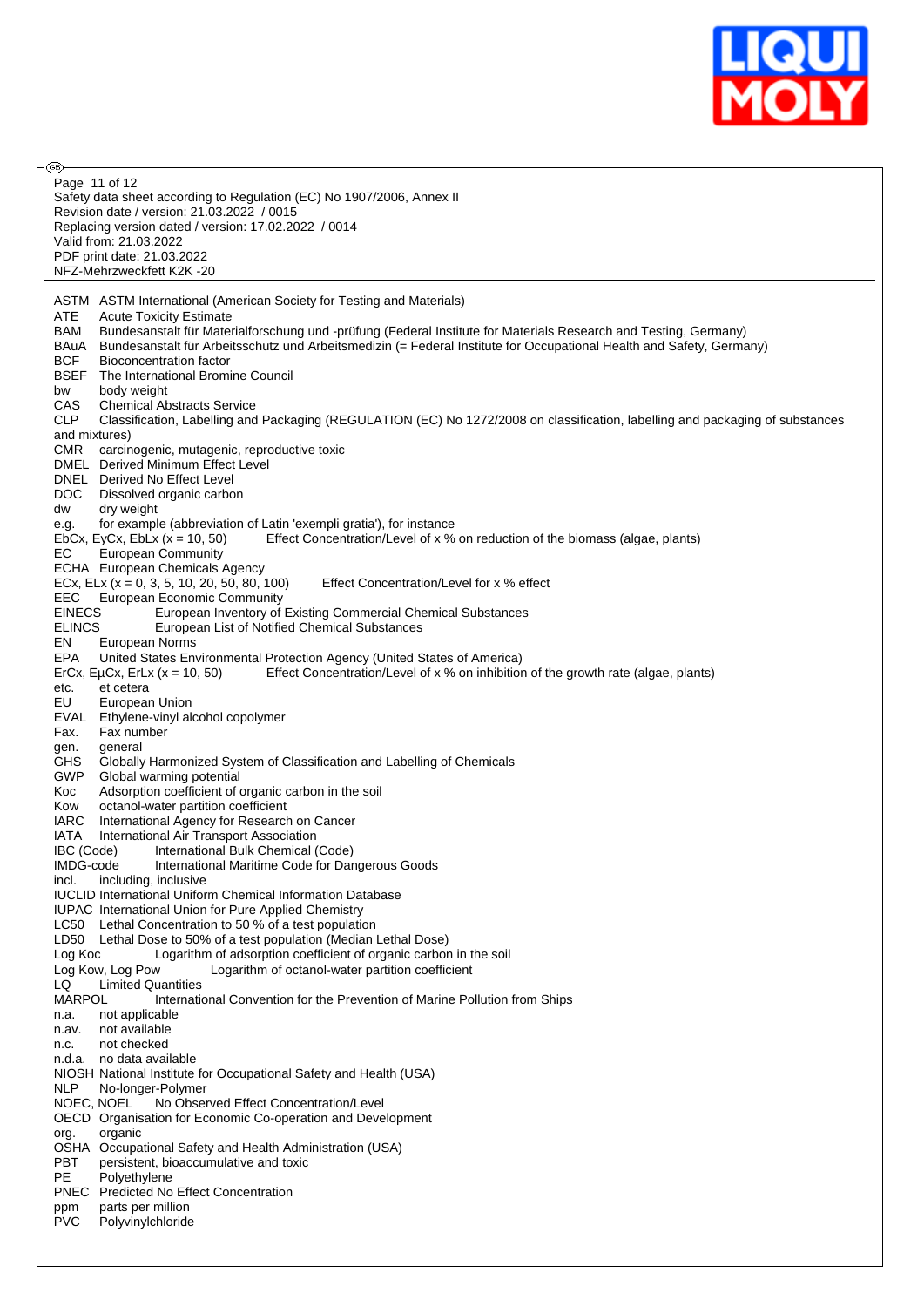Safety data sheet according to Regulation (EC) No 1907/2006, Annex II
Revision date / version: 21.03.2022 / 0015
Replacing version dated / version: 17.02.2022 / 0014
Valid from: 21.03.2022
PDF print date: 21.03.2022
NFZ-Mehrzweckfett K2K -20

ASTM ASTM International (American Society for Testing and Materials)
ATE Acute Toxicity Estimate
BAM Bundesanstalt für Materialforschung und -prüfung (Federal Institute for Materials Research and Testing, Germany)
BAuA Bundesanstalt für Arbeitsschutz und Arbeitsmedizin (= Federal Institute for Occupational Health and Safety, Germany)
BCF Bioconcentration factor
BSEF The International Bromine Council
bw body weight
CAS Chemical Abstracts Service
CLP Classification, Labelling and Packaging (REGULATION (EC) No 1272/2008 on classification, labelling and packaging of substances and mixtures)
CMR carcinogenic, mutagenic, reproductive toxic
DMEL Derived Minimum Effect Level
DNEL Derived No Effect Level
DOC Dissolved organic carbon
dw dry weight
e.g. for example (abbreviation of Latin 'exempli gratia'), for instance
EbCx, EyCx, EbLx (x = 10, 50) Effect Concentration/Level of x % on reduction of the biomass (algae, plants)
EC European Community
ECHA European Chemicals Agency
ECx, ELx (x = 0, 3, 5, 10, 20, 50, 80, 100) Effect Concentration/Level for x % effect
EEC European Economic Community
EINECS European Inventory of Existing Commercial Chemical Substances
ELINCS European List of Notified Chemical Substances
EN European Norms
EPA United States Environmental Protection Agency (United States of America)
ErCx, EµCx, ErLx (x = 10, 50) Effect Concentration/Level of x % on inhibition of the growth rate (algae, plants)
etc. et cetera
EU European Union
EVAL Ethylene-vinyl alcohol copolymer
Fax. Fax number
gen. general
GHS Globally Harmonized System of Classification and Labelling of Chemicals
GWP Global warming potential
Koc Adsorption coefficient of organic carbon in the soil
Kow octanol-water partition coefficient
IARC International Agency for Research on Cancer
IATA International Air Transport Association
IBC (Code) International Bulk Chemical (Code)
IMDG-code International Maritime Code for Dangerous Goods
incl. including, inclusive
IUCLID International Uniform Chemical Information Database
IUPAC International Union for Pure Applied Chemistry
LC50 Lethal Concentration to 50 % of a test population
LD50 Lethal Dose to 50% of a test population (Median Lethal Dose)
Log Koc Logarithm of adsorption coefficient of organic carbon in the soil
Log Kow, Log Pow Logarithm of octanol-water partition coefficient
LQ Limited Quantities
MARPOL International Convention for the Prevention of Marine Pollution from Ships
n.a. not applicable
n.av. not available
n.c. not checked
n.d.a. no data available
NIOSH National Institute for Occupational Safety and Health (USA)
NLP No-longer-Polymer
NOEC, NOEL No Observed Effect Concentration/Level
OECD Organisation for Economic Co-operation and Development
org. organic
OSHA Occupational Safety and Health Administration (USA)
PBT persistent, bioaccumulative and toxic
PE Polyethylene
PNEC Predicted No Effect Concentration
ppm parts per million
PVC Polyvinylchloride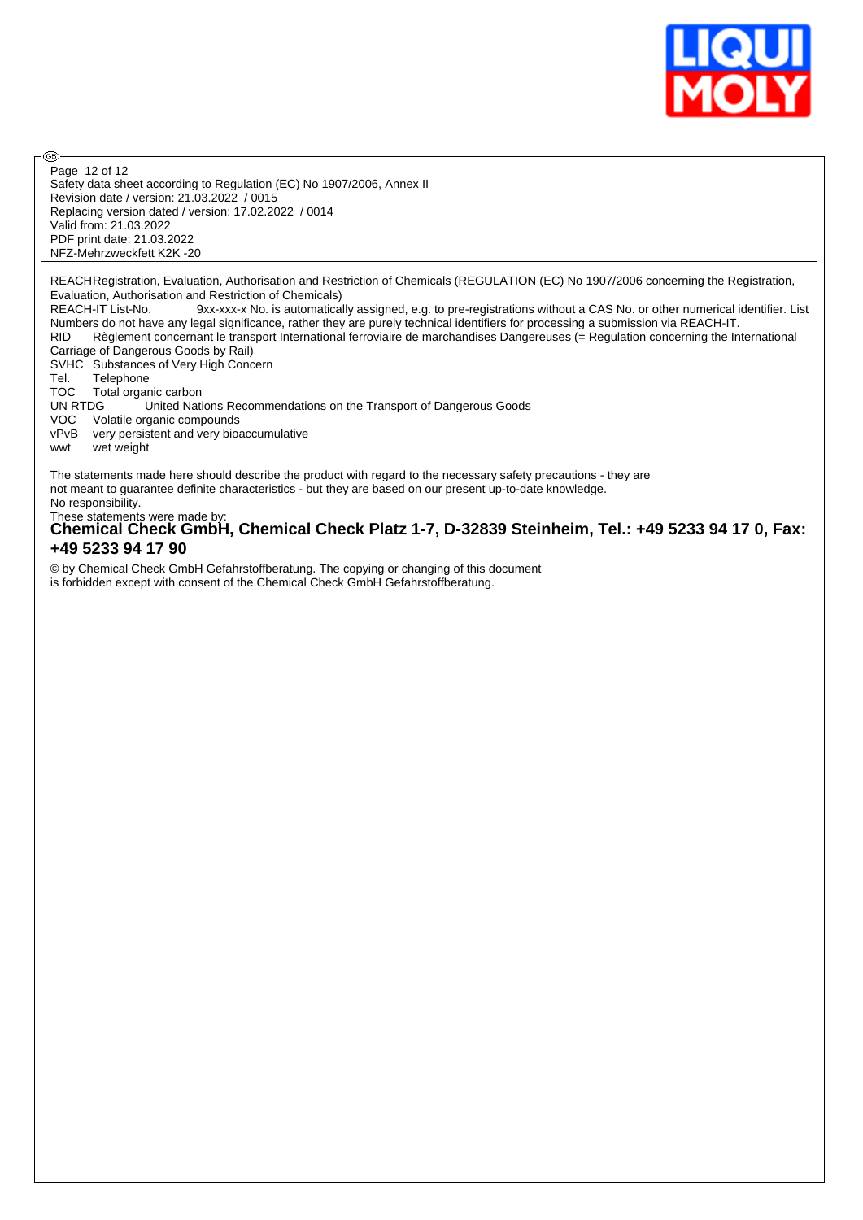REACH Registration, Evaluation, Authorisation and Restriction of Chemicals (REGULATION (EC) No 1907/2006 concerning the Registration, Evaluation, Authorisation and Restriction of Chemicals)

REACH-IT List-No. 9xx-xxx-x No. is automatically assigned, e.g. to pre-registrations without a CAS No. or other numerical identifier. List Numbers do not have any legal significance, rather they are purely technical identifiers for processing a submission via REACH-IT.

RID Règlement concernant le transport International ferroviaire de marchandises Dangereuses (= Regulation concerning the International Carriage of Dangerous Goods by Rail)

SVHC Substances of Very High Concern

Tel. Telephone

TOC Total organic carbon

UN RTDG United Nations Recommendations on the Transport of Dangerous Goods

VOC Volatile organic compounds

vPvB very persistent and very bioaccumulative

wwt wet weight

The statements made here should describe the product with regard to the necessary safety precautions - they are not meant to guarantee definite characteristics - but they are based on our present up-to-date knowledge.
No responsibility.

These statements were made by:

**Chemical Check GmbH, Chemical Check Platz 1-7, D-32839 Steinheim, Tel.: +49 5233 94 17 0, Fax: +49 5233 94 17 90**

© by Chemical Check GmbH Gefahrstoffberatung. The copying or changing of this document is forbidden except with consent of the Chemical Check GmbH Gefahrstoffberatung.